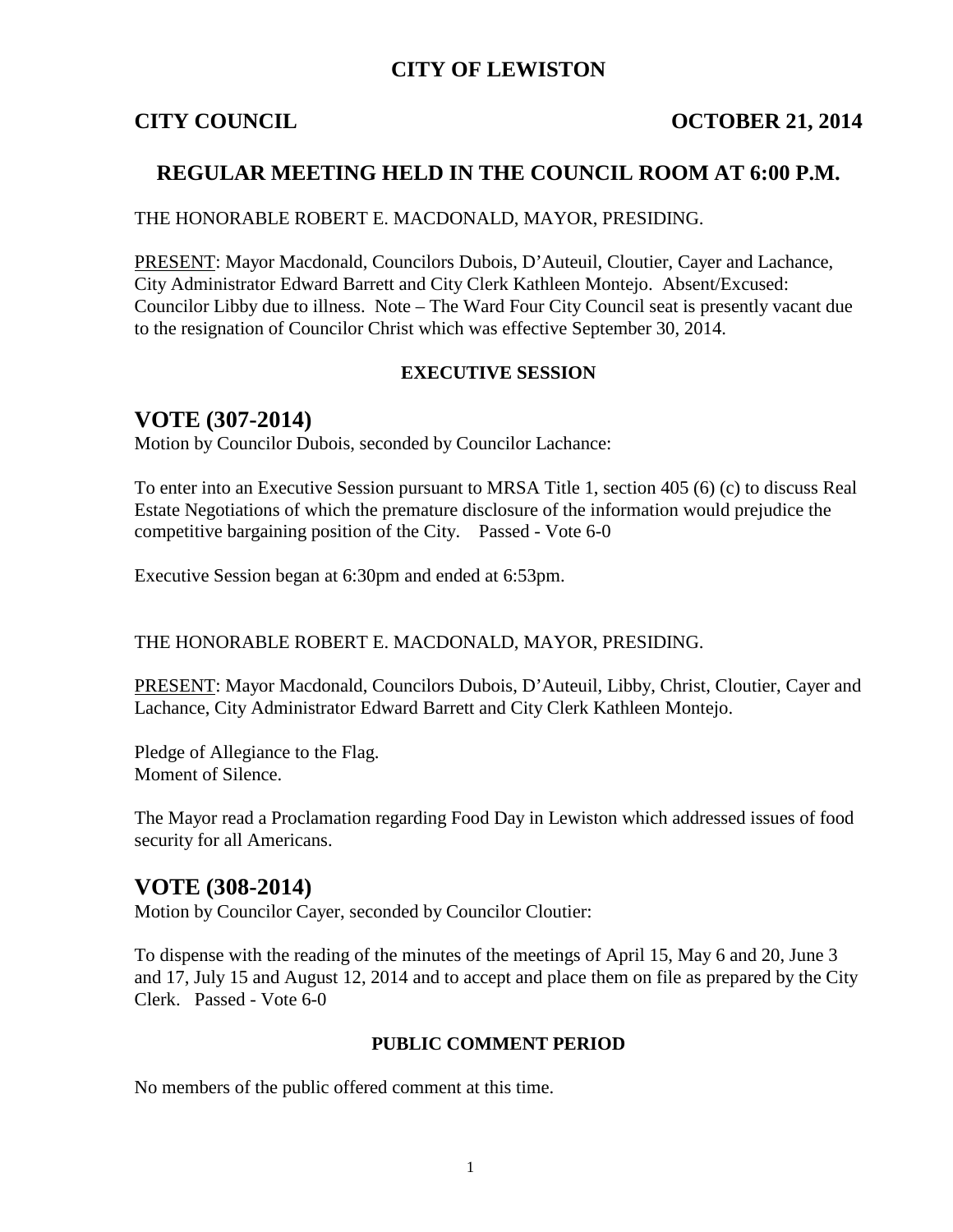# CITY OF LEWISTON

**CITY COUNCIL** **OCTOBER 21, 2014**

## REGULAR MEETING HELD IN THE COUNCIL ROOM AT 6:00 P.M.

THE HONORABLE ROBERT E. MACDONALD, MAYOR, PRESIDING.

PRESENT: Mayor Macdonald, Councilors Dubois, D'Auteuil, Cloutier, Cayer and Lachance, City Administrator Edward Barrett and City Clerk Kathleen Montejo. Absent/Excused: Councilor Libby due to illness. Note – The Ward Four City Council seat is presently vacant due to the resignation of Councilor Christ which was effective September 30, 2014.

### EXECUTIVE SESSION

## VOTE (307-2014)

Motion by Councilor Dubois, seconded by Councilor Lachance:

To enter into an Executive Session pursuant to MRSA Title 1, section 405 (6) (c) to discuss Real Estate Negotiations of which the premature disclosure of the information would prejudice the competitive bargaining position of the City. Passed - Vote 6-0

Executive Session began at 6:30pm and ended at 6:53pm.

THE HONORABLE ROBERT E. MACDONALD, MAYOR, PRESIDING.

PRESENT: Mayor Macdonald, Councilors Dubois, D'Auteuil, Libby, Christ, Cloutier, Cayer and Lachance, City Administrator Edward Barrett and City Clerk Kathleen Montejo.

Pledge of Allegiance to the Flag.
Moment of Silence.

The Mayor read a Proclamation regarding Food Day in Lewiston which addressed issues of food security for all Americans.

## VOTE (308-2014)

Motion by Councilor Cayer, seconded by Councilor Cloutier:

To dispense with the reading of the minutes of the meetings of April 15, May 6 and 20, June 3 and 17, July 15 and August 12, 2014 and to accept and place them on file as prepared by the City Clerk. Passed - Vote 6-0

### PUBLIC COMMENT PERIOD

No members of the public offered comment at this time.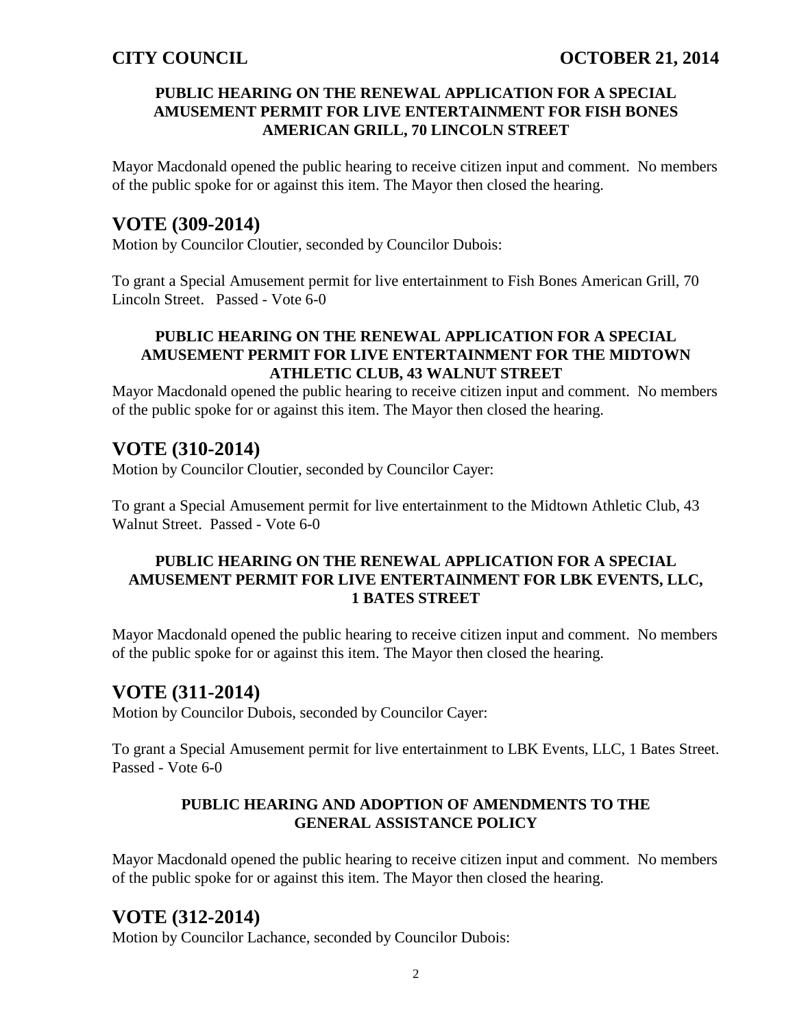#### PUBLIC HEARING ON THE RENEWAL APPLICATION FOR A SPECIAL AMUSEMENT PERMIT FOR LIVE ENTERTAINMENT FOR FISH BONES AMERICAN GRILL, 70 LINCOLN STREET

Mayor Macdonald opened the public hearing to receive citizen input and comment. No members of the public spoke for or against this item. The Mayor then closed the hearing.

## VOTE (309-2014)

Motion by Councilor Cloutier, seconded by Councilor Dubois:

To grant a Special Amusement permit for live entertainment to Fish Bones American Grill, 70 Lincoln Street. Passed - Vote 6-0

#### PUBLIC HEARING ON THE RENEWAL APPLICATION FOR A SPECIAL AMUSEMENT PERMIT FOR LIVE ENTERTAINMENT FOR THE MIDTOWN ATHLETIC CLUB, 43 WALNUT STREET

Mayor Macdonald opened the public hearing to receive citizen input and comment. No members of the public spoke for or against this item. The Mayor then closed the hearing.

## VOTE (310-2014)

Motion by Councilor Cloutier, seconded by Councilor Cayer:

To grant a Special Amusement permit for live entertainment to the Midtown Athletic Club, 43 Walnut Street. Passed - Vote 6-0

#### PUBLIC HEARING ON THE RENEWAL APPLICATION FOR A SPECIAL AMUSEMENT PERMIT FOR LIVE ENTERTAINMENT FOR LBK EVENTS, LLC, 1 BATES STREET

Mayor Macdonald opened the public hearing to receive citizen input and comment. No members of the public spoke for or against this item. The Mayor then closed the hearing.

## VOTE (311-2014)

Motion by Councilor Dubois, seconded by Councilor Cayer:

To grant a Special Amusement permit for live entertainment to LBK Events, LLC, 1 Bates Street. Passed - Vote 6-0

#### PUBLIC HEARING AND ADOPTION OF AMENDMENTS TO THE GENERAL ASSISTANCE POLICY

Mayor Macdonald opened the public hearing to receive citizen input and comment. No members of the public spoke for or against this item. The Mayor then closed the hearing.

## VOTE (312-2014)

Motion by Councilor Lachance, seconded by Councilor Dubois: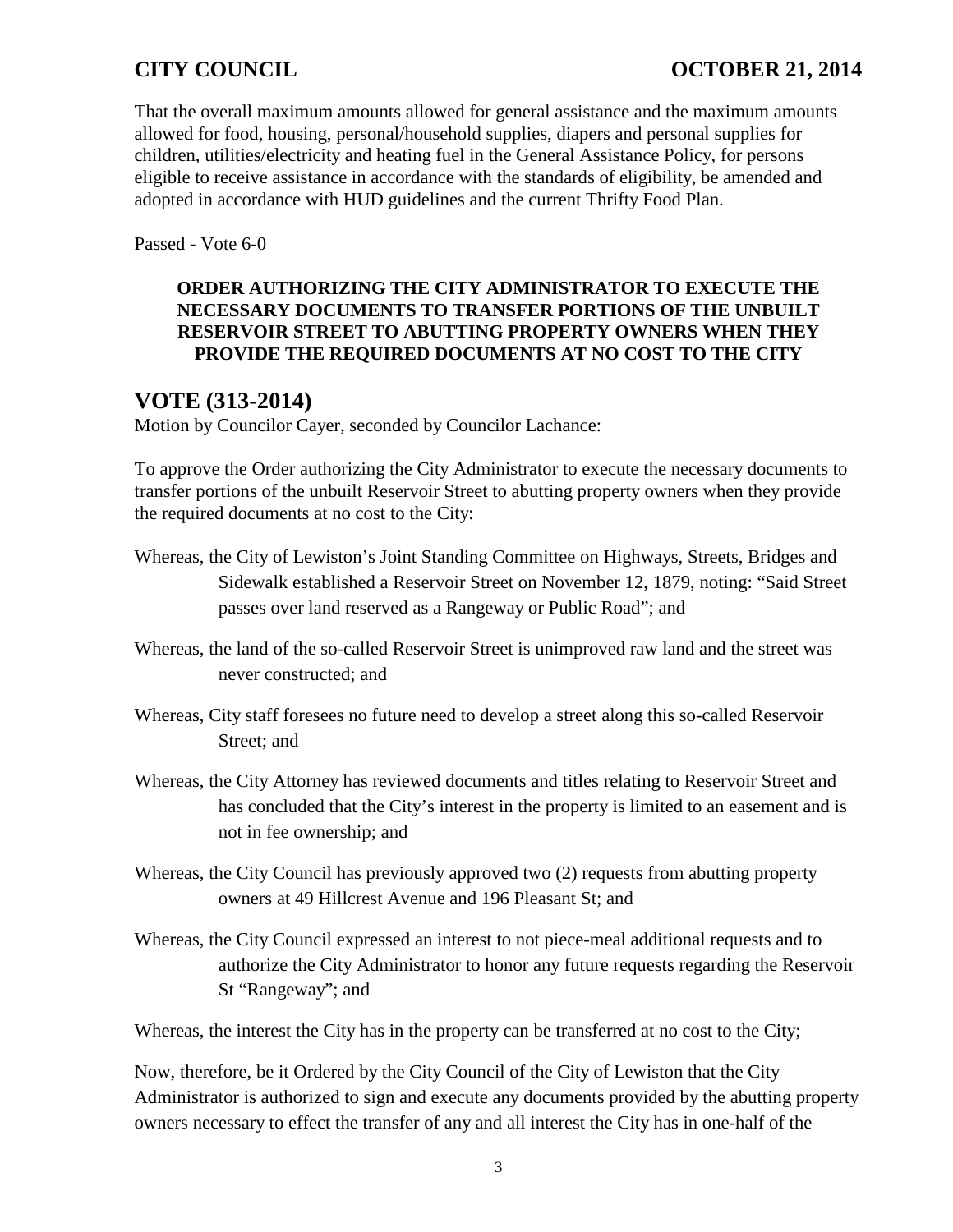That the overall maximum amounts allowed for general assistance and the maximum amounts allowed for food, housing, personal/household supplies, diapers and personal supplies for children, utilities/electricity and heating fuel in the General Assistance Policy, for persons eligible to receive assistance in accordance with the standards of eligibility, be amended and adopted in accordance with HUD guidelines and the current Thrifty Food Plan.

Passed - Vote 6-0

**ORDER AUTHORIZING THE CITY ADMINISTRATOR TO EXECUTE THE NECESSARY DOCUMENTS TO TRANSFER PORTIONS OF THE UNBUILT RESERVOIR STREET TO ABUTTING PROPERTY OWNERS WHEN THEY PROVIDE THE REQUIRED DOCUMENTS AT NO COST TO THE CITY**

## VOTE (313-2014)

Motion by Councilor Cayer, seconded by Councilor Lachance:

To approve the Order authorizing the City Administrator to execute the necessary documents to transfer portions of the unbuilt Reservoir Street to abutting property owners when they provide the required documents at no cost to the City:

Whereas, the City of Lewiston's Joint Standing Committee on Highways, Streets, Bridges and Sidewalk established a Reservoir Street on November 12, 1879, noting: "Said Street passes over land reserved as a Rangeway or Public Road"; and

Whereas, the land of the so-called Reservoir Street is unimproved raw land and the street was never constructed; and

Whereas, City staff foresees no future need to develop a street along this so-called Reservoir Street; and

Whereas, the City Attorney has reviewed documents and titles relating to Reservoir Street and has concluded that the City's interest in the property is limited to an easement and is not in fee ownership; and

Whereas, the City Council has previously approved two (2) requests from abutting property owners at 49 Hillcrest Avenue and 196 Pleasant St; and

Whereas, the City Council expressed an interest to not piece-meal additional requests and to authorize the City Administrator to honor any future requests regarding the Reservoir St "Rangeway"; and

Whereas, the interest the City has in the property can be transferred at no cost to the City;

Now, therefore, be it Ordered by the City Council of the City of Lewiston that the City Administrator is authorized to sign and execute any documents provided by the abutting property owners necessary to effect the transfer of any and all interest the City has in one-half of the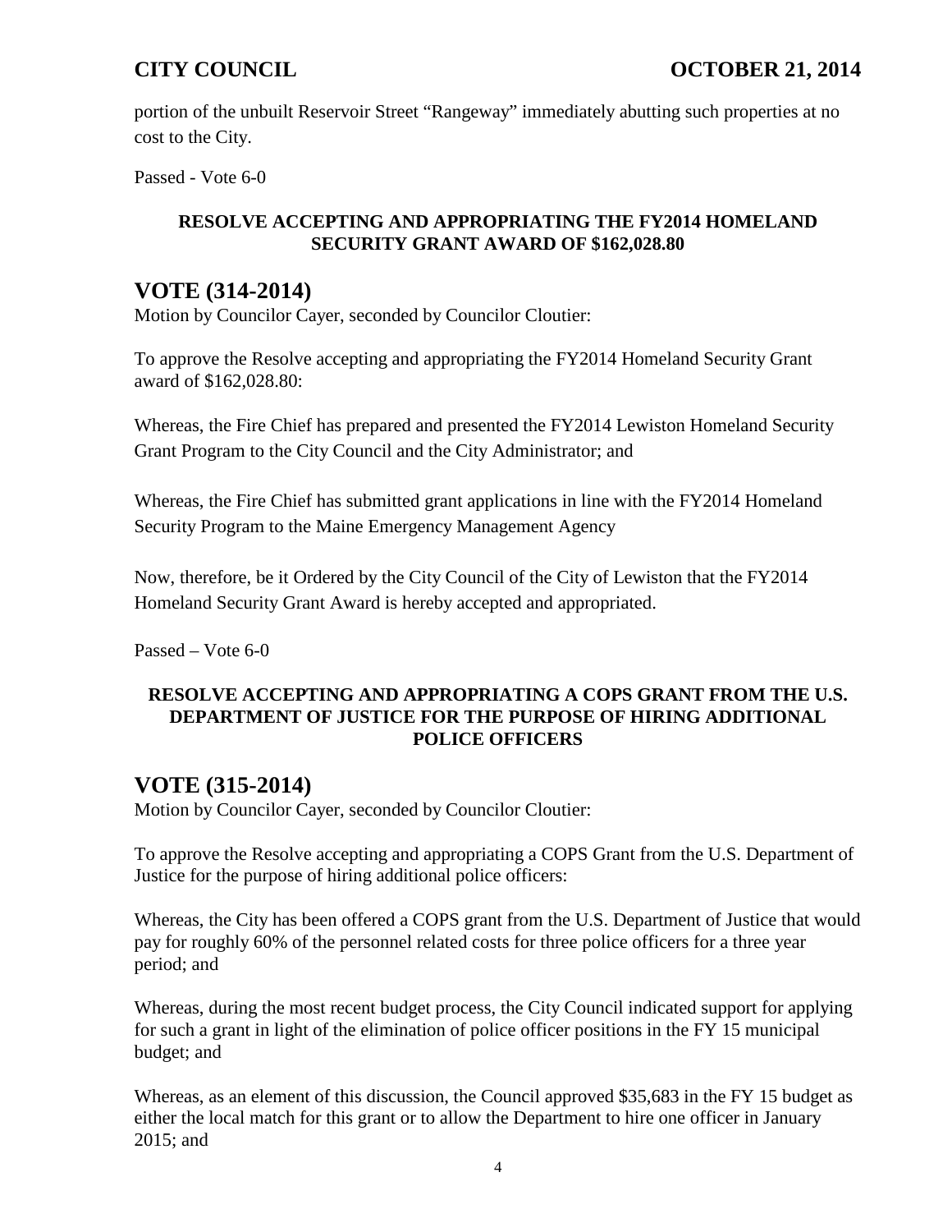portion of the unbuilt Reservoir Street "Rangeway" immediately abutting such properties at no cost to the City.

Passed - Vote 6-0

**RESOLVE ACCEPTING AND APPROPRIATING THE FY2014 HOMELAND SECURITY GRANT AWARD OF $162,028.80**

## VOTE (314-2014)

Motion by Councilor Cayer, seconded by Councilor Cloutier:

To approve the Resolve accepting and appropriating the FY2014 Homeland Security Grant award of $162,028.80:

Whereas, the Fire Chief has prepared and presented the FY2014 Lewiston Homeland Security Grant Program to the City Council and the City Administrator; and

Whereas, the Fire Chief has submitted grant applications in line with the FY2014 Homeland Security Program to the Maine Emergency Management Agency

Now, therefore, be it Ordered by the City Council of the City of Lewiston that the FY2014 Homeland Security Grant Award is hereby accepted and appropriated.

Passed – Vote 6-0

**RESOLVE ACCEPTING AND APPROPRIATING A COPS GRANT FROM THE U.S. DEPARTMENT OF JUSTICE FOR THE PURPOSE OF HIRING ADDITIONAL POLICE OFFICERS**

## VOTE (315-2014)

Motion by Councilor Cayer, seconded by Councilor Cloutier:

To approve the Resolve accepting and appropriating a COPS Grant from the U.S. Department of Justice for the purpose of hiring additional police officers:

Whereas, the City has been offered a COPS grant from the U.S. Department of Justice that would pay for roughly 60% of the personnel related costs for three police officers for a three year period; and

Whereas, during the most recent budget process, the City Council indicated support for applying for such a grant in light of the elimination of police officer positions in the FY 15 municipal budget; and

Whereas, as an element of this discussion, the Council approved $35,683 in the FY 15 budget as either the local match for this grant or to allow the Department to hire one officer in January 2015; and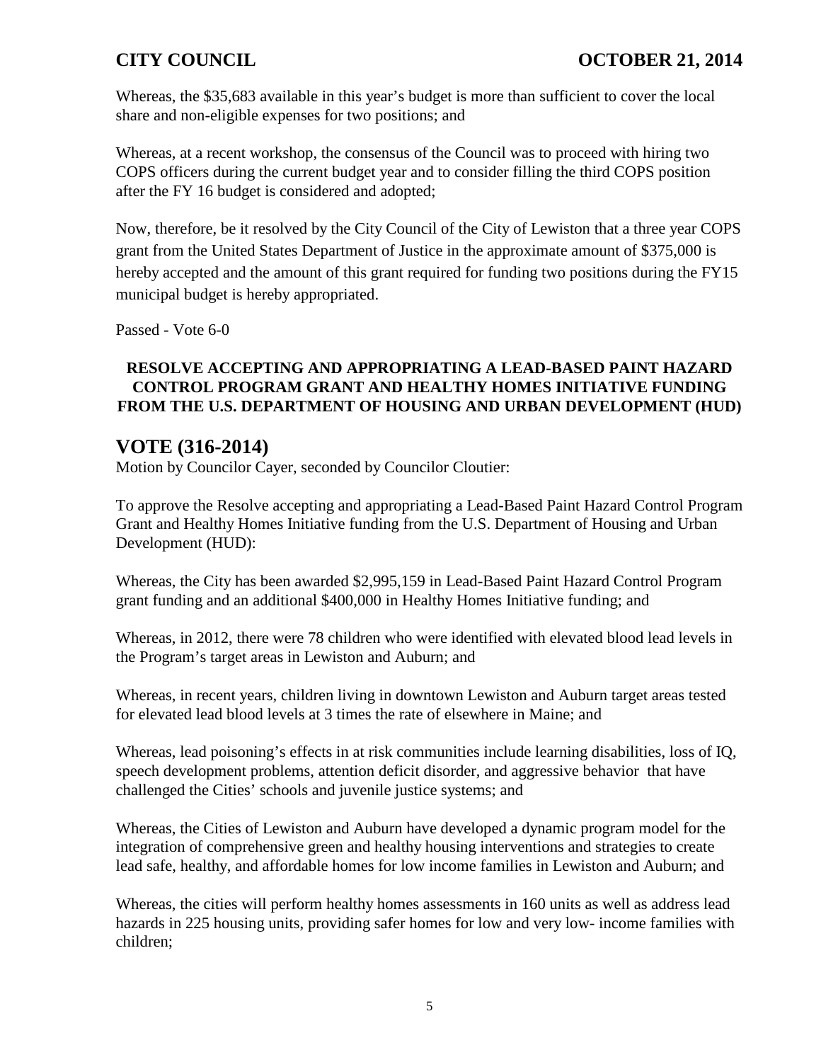Whereas, the $35,683 available in this year's budget is more than sufficient to cover the local share and non-eligible expenses for two positions; and

Whereas, at a recent workshop, the consensus of the Council was to proceed with hiring two COPS officers during the current budget year and to consider filling the third COPS position after the FY 16 budget is considered and adopted;

Now, therefore, be it resolved by the City Council of the City of Lewiston that a three year COPS grant from the United States Department of Justice in the approximate amount of $375,000 is hereby accepted and the amount of this grant required for funding two positions during the FY15 municipal budget is hereby appropriated.

Passed - Vote 6-0

**RESOLVE ACCEPTING AND APPROPRIATING A LEAD-BASED PAINT HAZARD CONTROL PROGRAM GRANT AND HEALTHY HOMES INITIATIVE FUNDING FROM THE U.S. DEPARTMENT OF HOUSING AND URBAN DEVELOPMENT (HUD)**

## VOTE (316-2014)

Motion by Councilor Cayer, seconded by Councilor Cloutier:

To approve the Resolve accepting and appropriating a Lead-Based Paint Hazard Control Program Grant and Healthy Homes Initiative funding from the U.S. Department of Housing and Urban Development (HUD):

Whereas, the City has been awarded $2,995,159 in Lead-Based Paint Hazard Control Program grant funding and an additional $400,000 in Healthy Homes Initiative funding; and

Whereas, in 2012, there were 78 children who were identified with elevated blood lead levels in the Program's target areas in Lewiston and Auburn; and

Whereas, in recent years, children living in downtown Lewiston and Auburn target areas tested for elevated lead blood levels at 3 times the rate of elsewhere in Maine; and

Whereas, lead poisoning's effects in at risk communities include learning disabilities, loss of IQ, speech development problems, attention deficit disorder, and aggressive behavior that have challenged the Cities' schools and juvenile justice systems; and

Whereas, the Cities of Lewiston and Auburn have developed a dynamic program model for the integration of comprehensive green and healthy housing interventions and strategies to create lead safe, healthy, and affordable homes for low income families in Lewiston and Auburn; and

Whereas, the cities will perform healthy homes assessments in 160 units as well as address lead hazards in 225 housing units, providing safer homes for low and very low- income families with children;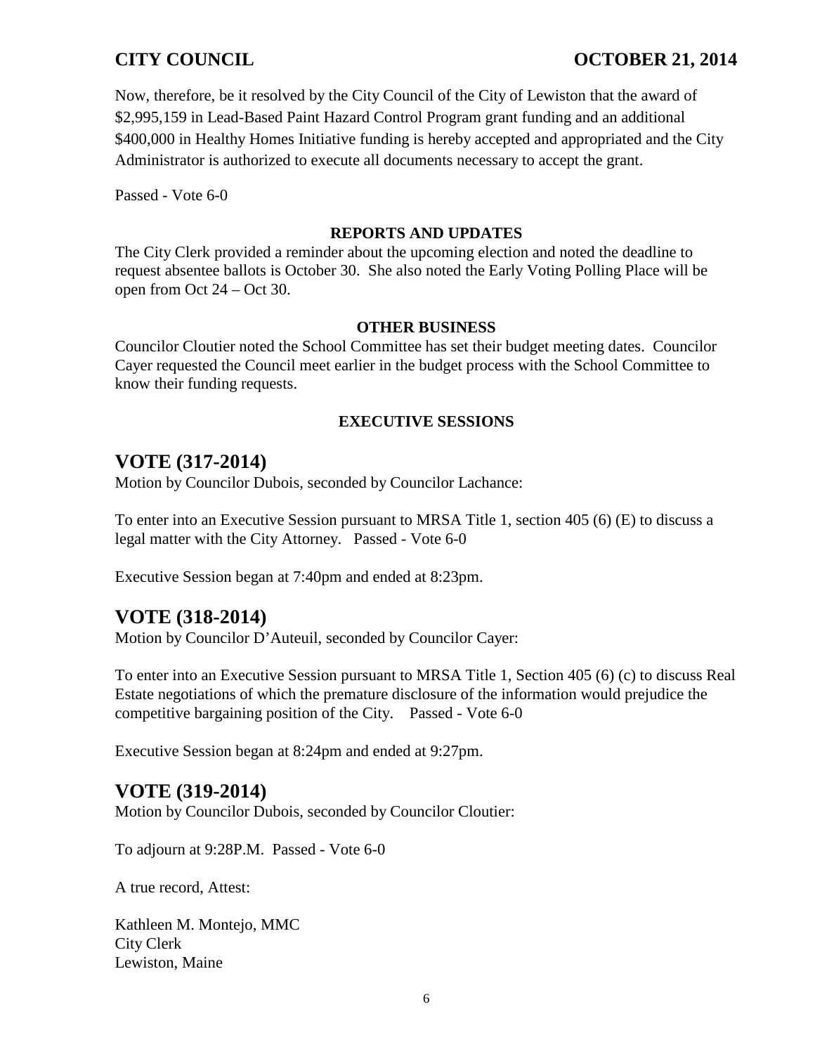Now, therefore, be it resolved by the City Council of the City of Lewiston that the award of $2,995,159 in Lead-Based Paint Hazard Control Program grant funding and an additional $400,000 in Healthy Homes Initiative funding is hereby accepted and appropriated and the City Administrator is authorized to execute all documents necessary to accept the grant.

Passed - Vote 6-0

**REPORTS AND UPDATES**

The City Clerk provided a reminder about the upcoming election and noted the deadline to request absentee ballots is October 30. She also noted the Early Voting Polling Place will be open from Oct 24 – Oct 30.

**OTHER BUSINESS**

Councilor Cloutier noted the School Committee has set their budget meeting dates. Councilor Cayer requested the Council meet earlier in the budget process with the School Committee to know their funding requests.

**EXECUTIVE SESSIONS**

## VOTE (317-2014)

Motion by Councilor Dubois, seconded by Councilor Lachance:

To enter into an Executive Session pursuant to MRSA Title 1, section 405 (6) (E) to discuss a legal matter with the City Attorney. Passed - Vote 6-0

Executive Session began at 7:40pm and ended at 8:23pm.

## VOTE (318-2014)

Motion by Councilor D'Auteuil, seconded by Councilor Cayer:

To enter into an Executive Session pursuant to MRSA Title 1, Section 405 (6) (c) to discuss Real Estate negotiations of which the premature disclosure of the information would prejudice the competitive bargaining position of the City. Passed - Vote 6-0

Executive Session began at 8:24pm and ended at 9:27pm.

## VOTE (319-2014)

Motion by Councilor Dubois, seconded by Councilor Cloutier:

To adjourn at 9:28P.M. Passed - Vote 6-0

A true record, Attest:

Kathleen M. Montejo, MMC
City Clerk
Lewiston, Maine